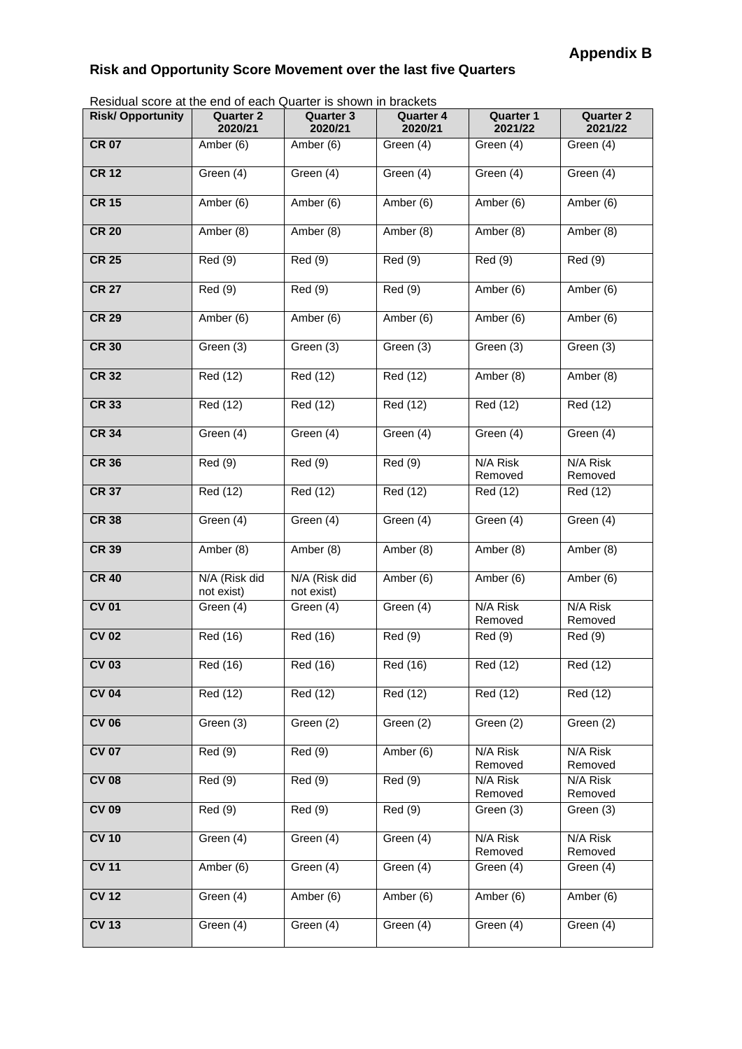**Appendix B**

## Risk and Opportunity Score Movement over the last five Quarters

Residual score at the end of each Quarter is shown in brackets

| Risk/ Opportunity | Quarter 2 2020/21 | Quarter 3 2020/21 | Quarter 4 2020/21 | Quarter 1 2021/22 | Quarter 2 2021/22 |
|---|---|---|---|---|---|
| **CR 07** | Amber (6) | Amber (6) | Green (4) | Green (4) | Green (4) |
| **CR 12** | Green (4) | Green (4) | Green (4) | Green (4) | Green (4) |
| **CR 15** | Amber (6) | Amber (6) | Amber (6) | Amber (6) | Amber (6) |
| **CR 20** | Amber (8) | Amber (8) | Amber (8) | Amber (8) | Amber (8) |
| **CR 25** | Red (9) | Red (9) | Red (9) | Red (9) | Red (9) |
| **CR 27** | Red (9) | Red (9) | Red (9) | Amber (6) | Amber (6) |
| **CR 29** | Amber (6) | Amber (6) | Amber (6) | Amber (6) | Amber (6) |
| **CR 30** | Green (3) | Green (3) | Green (3) | Green (3) | Green (3) |
| **CR 32** | Red (12) | Red (12) | Red (12) | Amber (8) | Amber (8) |
| **CR 33** | Red (12) | Red (12) | Red (12) | Red (12) | Red (12) |
| **CR 34** | Green (4) | Green (4) | Green (4) | Green (4) | Green (4) |
| **CR 36** | Red (9) | Red (9) | Red (9) | N/A Risk Removed | N/A Risk Removed |
| **CR 37** | Red (12) | Red (12) | Red (12) | Red (12) | Red (12) |
| **CR 38** | Green (4) | Green (4) | Green (4) | Green (4) | Green (4) |
| **CR 39** | Amber (8) | Amber (8) | Amber (8) | Amber (8) | Amber (8) |
| **CR 40** | N/A (Risk did not exist) | N/A (Risk did not exist) | Amber (6) | Amber (6) | Amber (6) |
| **CV 01** | Green (4) | Green (4) | Green (4) | N/A Risk Removed | N/A Risk Removed |
| **CV 02** | Red (16) | Red (16) | Red (9) | Red (9) | Red (9) |
| **CV 03** | Red (16) | Red (16) | Red (16) | Red (12) | Red (12) |
| **CV 04** | Red (12) | Red (12) | Red (12) | Red (12) | Red (12) |
| **CV 06** | Green (3) | Green (2) | Green (2) | Green (2) | Green (2) |
| **CV 07** | Red (9) | Red (9) | Amber (6) | N/A Risk Removed | N/A Risk Removed |
| **CV 08** | Red (9) | Red (9) | Red (9) | N/A Risk Removed | N/A Risk Removed |
| **CV 09** | Red (9) | Red (9) | Red (9) | Green (3) | Green (3) |
| **CV 10** | Green (4) | Green (4) | Green (4) | N/A Risk Removed | N/A Risk Removed |
| **CV 11** | Amber (6) | Green (4) | Green (4) | Green (4) | Green (4) |
| **CV 12** | Green (4) | Amber (6) | Amber (6) | Amber (6) | Amber (6) |
| **CV 13** | Green (4) | Green (4) | Green (4) | Green (4) | Green (4) |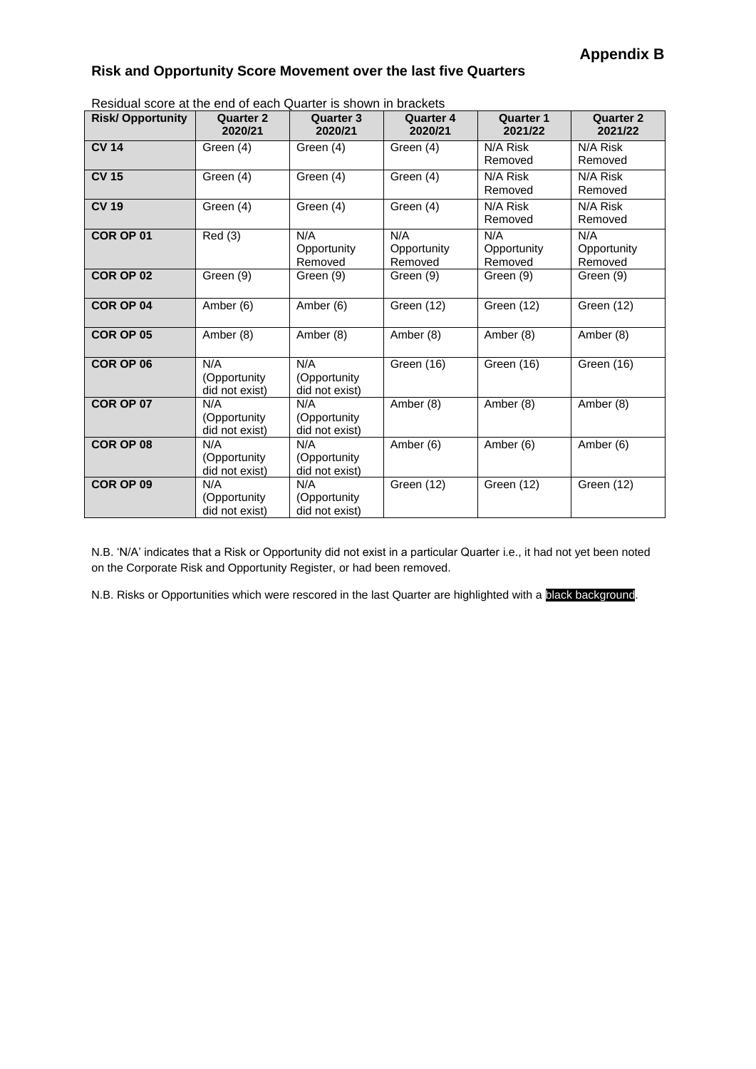**Appendix B**

## Risk and Opportunity Score Movement over the last five Quarters

Residual score at the end of each Quarter is shown in brackets

| Risk/ Opportunity | Quarter 2 2020/21 | Quarter 3 2020/21 | Quarter 4 2020/21 | Quarter 1 2021/22 | Quarter 2 2021/22 |
|---|---|---|---|---|---|
| **CV 14** | Green (4) | Green (4) | Green (4) | N/A Risk Removed | N/A Risk Removed |
| **CV 15** | Green (4) | Green (4) | Green (4) | N/A Risk Removed | N/A Risk Removed |
| **CV 19** | Green (4) | Green (4) | Green (4) | N/A Risk Removed | N/A Risk Removed |
| **COR OP 01** | Red (3) | N/A Opportunity Removed | N/A Opportunity Removed | N/A Opportunity Removed | N/A Opportunity Removed |
| **COR OP 02** | Green (9) | Green (9) | Green (9) | Green (9) | Green (9) |
| **COR OP 04** | Amber (6) | Amber (6) | Green (12) | Green (12) | Green (12) |
| **COR OP 05** | Amber (8) | Amber (8) | Amber (8) | Amber (8) | Amber (8) |
| **COR OP 06** | N/A (Opportunity did not exist) | N/A (Opportunity did not exist) | Green (16) | Green (16) | Green (16) |
| **COR OP 07** | N/A (Opportunity did not exist) | N/A (Opportunity did not exist) | Amber (8) | Amber (8) | Amber (8) |
| **COR OP 08** | N/A (Opportunity did not exist) | N/A (Opportunity did not exist) | Amber (6) | Amber (6) | Amber (6) |
| **COR OP 09** | N/A (Opportunity did not exist) | N/A (Opportunity did not exist) | Green (12) | Green (12) | Green (12) |

N.B. 'N/A' indicates that a Risk or Opportunity did not exist in a particular Quarter i.e., it had not yet been noted on the Corporate Risk and Opportunity Register, or had been removed.

N.B. Risks or Opportunities which were rescored in the last Quarter are highlighted with a black background.